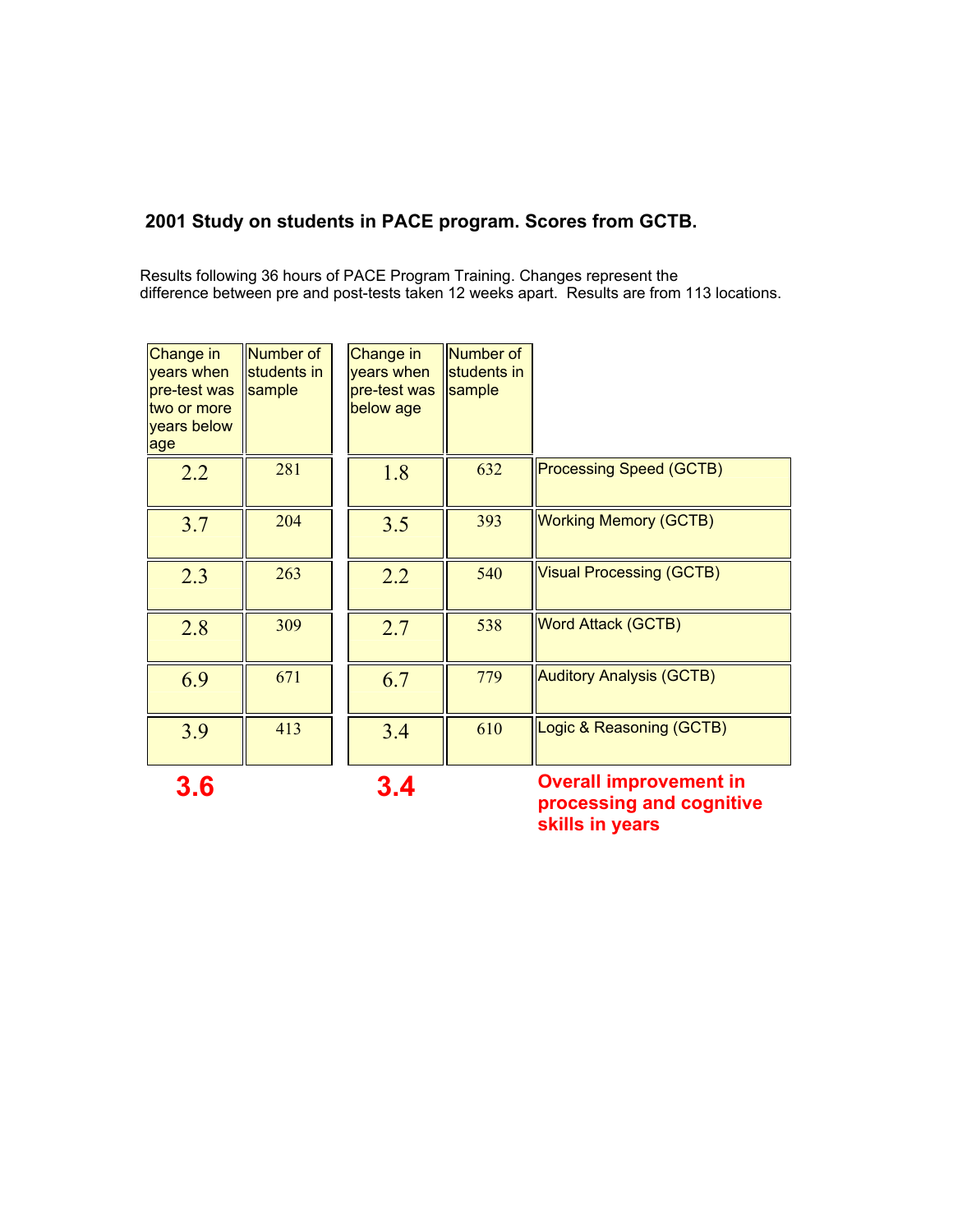**2001 Study on students in PACE program. Scores from GCTB.**

Results following 36 hours of PACE Program Training. Changes represent the difference between pre and post-tests taken 12 weeks apart. Results are from 113 locations.

| Change in years when pre-test was two or more years below age | Number of students in sample | Change in years when pre-test was below age | Number of students in sample | |
|---|---|---|---|---|
| 2.2 | 281 | 1.8 | 632 | Processing Speed (GCTB) |
| 3.7 | 204 | 3.5 | 393 | Working Memory (GCTB) |
| 2.3 | 263 | 2.2 | 540 | Visual Processing (GCTB) |
| 2.8 | 309 | 2.7 | 538 | Word Attack (GCTB) |
| 6.9 | 671 | 6.7 | 779 | Auditory Analysis (GCTB) |
| 3.9 | 413 | 3.4 | 610 | Logic & Reasoning (GCTB) |
| **3.6** | | **3.4** | | **Overall improvement in processing and cognitive skills in years** |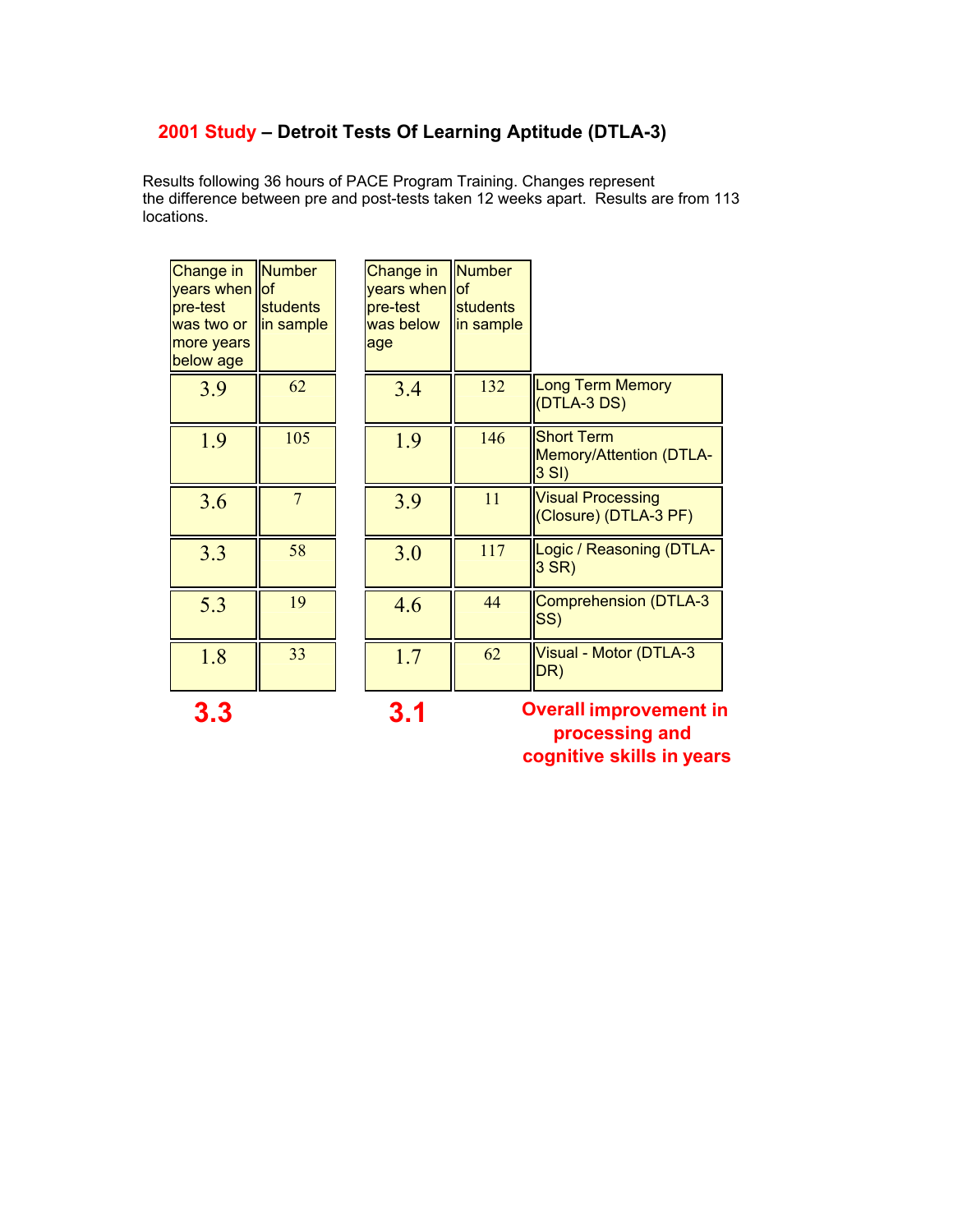## 2001 Study – Detroit Tests Of Learning Aptitude (DTLA-3)

Results following 36 hours of PACE Program Training. Changes represent the difference between pre and post-tests taken 12 weeks apart. Results are from 113 locations.

| Change in years when pre-test was two or more years below age | Number of students in sample | Change in years when pre-test was below age | Number of students in sample | |
|---|---|---|---|---|
| 3.9 | 62 | 3.4 | 132 | Long Term Memory (DTLA-3 DS) |
| 1.9 | 105 | 1.9 | 146 | Short Term Memory/Attention (DTLA-3 SI) |
| 3.6 | 7 | 3.9 | 11 | Visual Processing (Closure) (DTLA-3 PF) |
| 3.3 | 58 | 3.0 | 117 | Logic / Reasoning (DTLA-3 SR) |
| 5.3 | 19 | 4.6 | 44 | Comprehension (DTLA-3 SS) |
| 1.8 | 33 | 1.7 | 62 | Visual - Motor (DTLA-3 DR) |
| **3.3** | | **3.1** | | **Overall improvement in processing and cognitive skills in years** |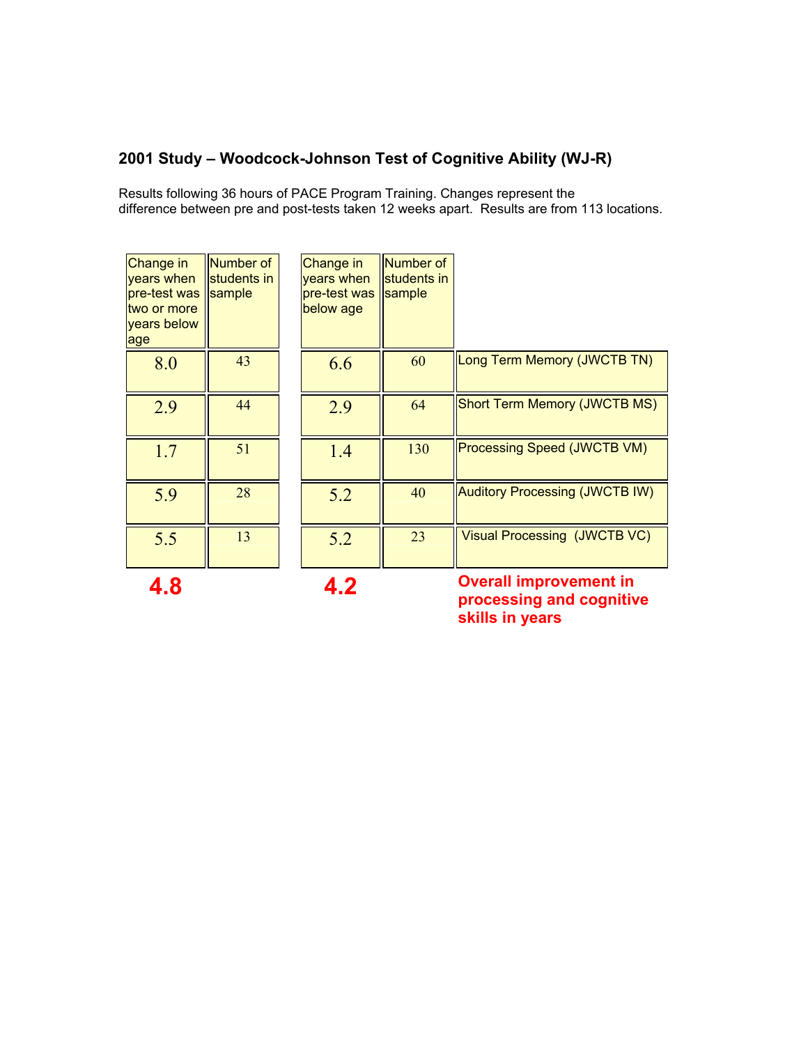### 2001 Study – Woodcock-Johnson Test of Cognitive Ability (WJ-R)

Results following 36 hours of PACE Program Training. Changes represent the difference between pre and post-tests taken 12 weeks apart. Results are from 113 locations.

| Change in years when pre-test was two or more years below age | Number of students in sample | Change in years when pre-test was below age | Number of students in sample | |
|---|---|---|---|---|
| 8.0 | 43 | 6.6 | 60 | Long Term Memory (JWCTB TN) |
| 2.9 | 44 | 2.9 | 64 | Short Term Memory (JWCTB MS) |
| 1.7 | 51 | 1.4 | 130 | Processing Speed (JWCTB VM) |
| 5.9 | 28 | 5.2 | 40 | Auditory Processing (JWCTB IW) |
| 5.5 | 13 | 5.2 | 23 | Visual Processing (JWCTB VC) |
| **4.8** | | **4.2** | | **Overall improvement in processing and cognitive skills in years** |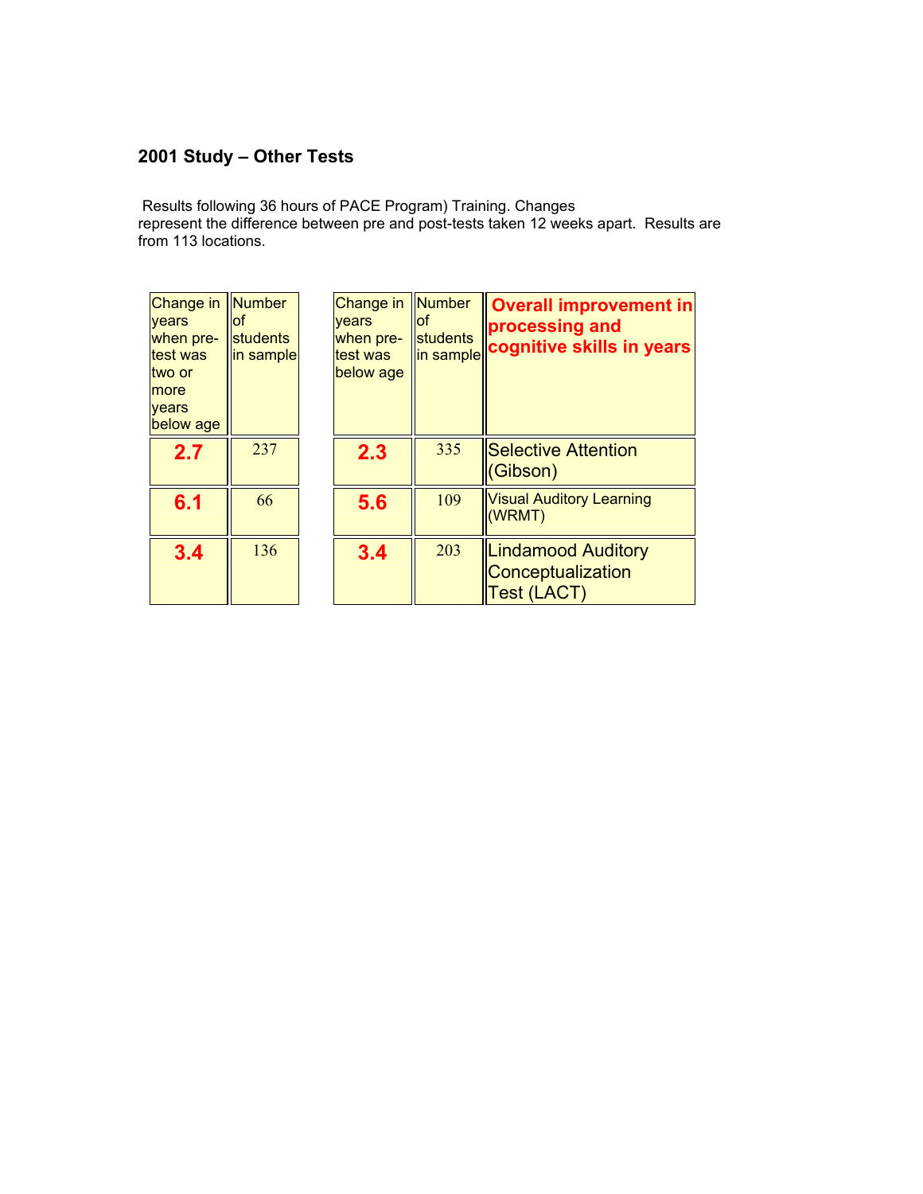## 2001 Study – Other Tests

Results following 36 hours of PACE Program) Training. Changes represent the difference between pre and post-tests taken 12 weeks apart. Results are from 113 locations.

| Change in years when pre-test was two or more years below age | Number of students in sample | Change in years when pre-test was below age | Number of students in sample | **Overall improvement in processing and cognitive skills in years** |
|---|---|---|---|---|
| **2.7** | 237 | **2.3** | 335 | Selective Attention (Gibson) |
| **6.1** | 66 | **5.6** | 109 | Visual Auditory Learning (WRMT) |
| **3.4** | 136 | **3.4** | 203 | Lindamood Auditory Conceptualization Test (LACT) |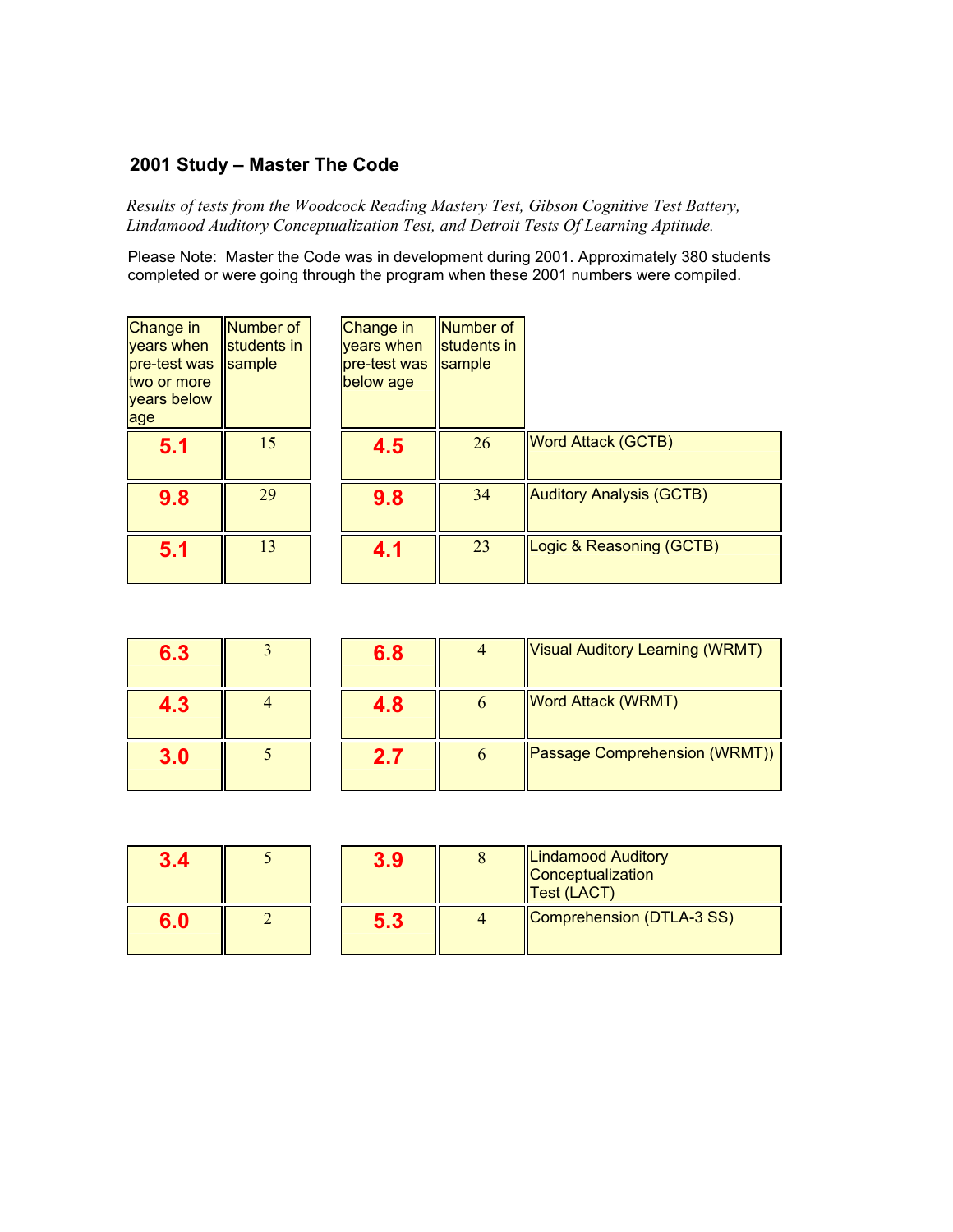## 2001 Study – Master The Code

*Results of tests from the Woodcock Reading Mastery Test, Gibson Cognitive Test Battery, Lindamood Auditory Conceptualization Test, and Detroit Tests Of Learning Aptitude.*

Please Note: Master the Code was in development during 2001. Approximately 380 students completed or were going through the program when these 2001 numbers were compiled.

| Change in years when pre-test was two or more years below age | Number of students in sample | Change in years when pre-test was below age | Number of students in sample | |
|---|---|---|---|---|
| **5.1** | 15 | **4.5** | 26 | Word Attack (GCTB) |
| **9.8** | 29 | **9.8** | 34 | Auditory Analysis (GCTB) |
| **5.1** | 13 | **4.1** | 23 | Logic & Reasoning (GCTB) |
| **6.3** | 3 | **6.8** | 4 | Visual Auditory Learning (WRMT) |
| **4.3** | 4 | **4.8** | 6 | Word Attack (WRMT) |
| **3.0** | 5 | **2.7** | 6 | Passage Comprehension (WRMT)) |
| **3.4** | 5 | **3.9** | 8 | Lindamood Auditory Conceptualization Test (LACT) |
| **6.0** | 2 | **5.3** | 4 | Comprehension (DTLA-3 SS) |